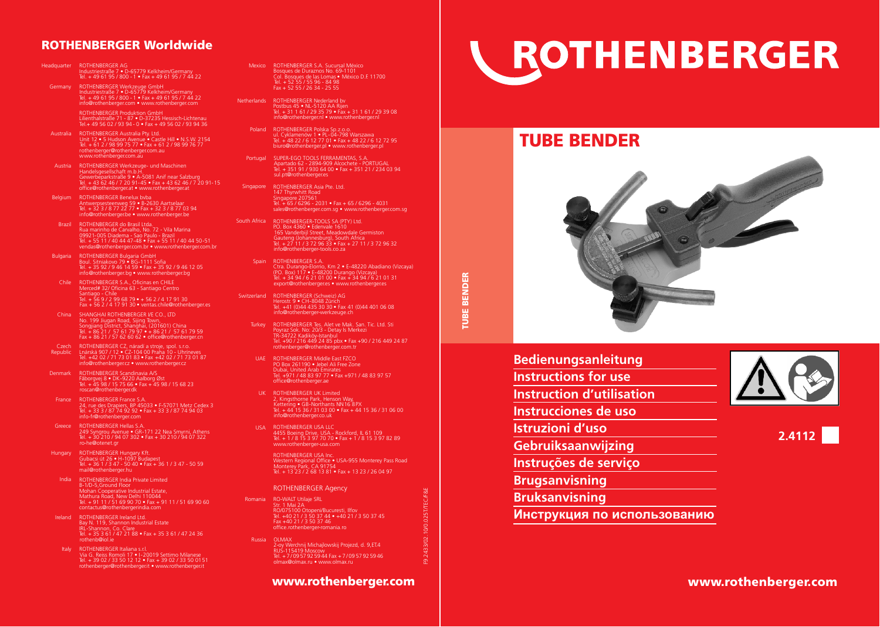## ROTHENBERGER Worldwide

**Headquarter**
ROTHENBERGER AG
Industriestraße 7 • D-65779 Kelkheim/Germany
Tel. + 49 61 95 / 800 - 1 • Fax + 49 61 95 / 7 44 22

**Germany**
ROTHENBERGER Werkzeuge GmbH
Industriestraße 7 • D-65779 Kelkheim/Germany
Tel. + 49 61 95 / 800 - 1 • Fax + 49 61 95 / 7 44 22
info@rothenberger.com • www.rothenberger.com

ROTHENBERGER Produktion GmbH
Lilienthalstraße 71 - 87 • D-37235 Hessisch-Lichtenau
Tel.+ 49 56 02 / 93 94 - 0 • Fax + 49 56 02 / 93 94 36

**Australia**
ROTHENBERGER Australia Pty Ltd.
Unit 12 • 5 Hudson Avenue • Castle Hill • N.S.W. 2154
Tel. + 61 2 / 98 99 75 77 • Fax + 61 2 / 98 99 76 77
rothenberger@rothenberger.com.au
www.rothenberger.com.au

**Austria**
ROTHENBERGER Werkzeuge- und Maschinen Handelsgesellschaft m.b.H.
Gewerbeparkstraße 9 • A-5081 Anif near Salzburg
Tel. + 43 62 46 / 7 20 91-45 • Fax + 43 62 46 / 7 20 91-15
office@rothenberger.at • www.rothenberger.at

**Belgium**
ROTHENBERGER Benelux bvba
Antwerpsesteenweg 59 • B-2630 Aartselaar
Tel. + 32 3 / 8 77 22 77 • Fax + 32 3 / 8 77 03 94
info@rothenberger.be • www.rothenberger.be

**Brazil**
ROTHENBERGER do Brasil Ltda.
Rua marinho de Carvalho, No. 72 - Vila Marina
09921-005 Diadema - Sao Paulo - Brazil
Tel. + 55 11 / 40 44 47-48 • Fax + 55 11 / 40 44 50-51
vendas@rothenberger.com.br • www.rothenberger.com.br

**Bulgaria**
ROTHENBERGER Bulgaria GmbH
Boul. Sitniakovo 79 • BG-1111 Sofia
Tel. + 35 92 / 9 46 14 59 • Fax + 35 92 / 9 46 12 05
info@rothenberger.bg • www.rothenberger.bg

**Chile**
ROTHENBERGER S.A., Oficinas en CHILE
Merced# 32/ Oficina 63 - Santiago Centro
Santiago - Chile
Tel. + 56 9 / 2 99 68 79 • + 56 2 / 4 17 91 30
Fax + 56 2 / 4 17 91 30 • ventas.chile@rothenberger.es

**China**
SHANGHAI ROTHENBERGER I/E CO., LTD
No. 199 Jiugan Road, Sijing Town,
Songjiang District, Shanghai, (201601) China
Tel. + 86 21 / 57 61 79 97 • + 86 21 / 57 61 79 59
Fax + 86 21 / 57 62 60 62 • office@rothenberger.cn

**Czech Republic**
ROTHENBERGER CZ, nářadí a stroje, spol. s.r.o.
Lnářská 907 / 12 • CZ-104 00 Praha 10 - Uhříneves
Tel. +42 02 / 71 73 01 83 • Fax +42 02 / 71 73 01 87
info@rothenberger.cz • www.rothenberger.cz

**Denmark**
ROTHENBERGER Scandinavia A/S
Fåborgvej 8 • DK-9220 Aalborg Øst
Tel. + 45 98 / 15 75 66 • Fax + 45 98 / 15 68 23
roscan@rothenberger.dk

**France**
ROTHENBERGER France S.A.
24, rue des Drapiers, BP 45033 • F-57071 Metz Cedex 3
Tel. + 33 3 / 87 74 92 92 • Fax + 33 3 / 87 74 94 03
info-fr@rothenberger.com

**Greece**
ROTHENBERGER Hellas S.A.
249 Syngrou Avenue • GR-171 22 Nea Smyrni, Athens
Tel. + 30 210 / 94 07 302 • Fax + 30 210 / 94 07 322
ro-he@otenet.gr

**Hungary**
ROTHENBERGER Hungary Kft.
Gubacsi út 26 • H-1097 Budapest
Tel. + 36 1 / 3 47 - 50 40 • Fax + 36 1 / 3 47 - 50 59
mail@rothenberger.hu

**India**
ROTHENBERGER India Private Limited
B-1/D-5,Ground Floor
Mohan Cooperative Industrial Estate,
Mathura Road, New Delhi 110044
Tel. + 91 11 / 51 69 90 70 • Fax + 91 11 / 51 69 90 60
contactus@rothenbergerindia.com

**Ireland**
ROTHENBERGER Ireland Ltd.
Bay N. 119, Shannon Industrial Estate
IRL-Shannon, Co. Clare
Tel. + 35 3 61 / 47 21 88 • Fax + 35 3 61 / 47 24 36
rothenb@iol.ie

**Italy**
ROTHENBERGER Italiana s.r.l.
Via G. Reiss Romoli 17 • I-20019 Settimo Milanese
Tel. + 39 02 / 33 50 12 12 • Fax + 39 02 / 33 50 01 51
rothenberger@rothenberger.it • www.rothenberger.it

**Mexico**
ROTHENBERGER S.A. Sucursal México
Bosques de Duraznos No. 69-1101
Col. Bosques de las Lomas • México D.F. 11700
Tel. + 52 55 / 55 96 - 84 98
Fax + 52 55 / 26 34 - 25 55

**Netherlands**
ROTHENBERGER Nederland bv
Postbus 45 • NL-5120 AA Rijen
Tel. + 31 1 61 / 29 35 79 • Fax + 31 1 61 / 29 39 08
info@rothenberger.nl • www.rothenberger.nl

**Poland**
ROTHENBERGER Polska Sp.z.o.o.
ul. Cyklamenów 1 • PL-04-798 Warszawa
Tel. + 48 22 / 6 12 77 01 • Fax + 48 22 / 6 12 72 95
biuro@rothenberger.pl • www.rothenberger.pl

**Portugal**
SUPER-EGO TOOLS FERRAMENTAS, S.A.
Apartado 62 - 2894-909 Alcochete - PORTUGAL
Tel. + 351 91 / 930 64 00 • Fax + 351 21 / 234 03 94
sul.pt@rothenberger.es

**Singapore**
ROTHENBERGER Asia Pte. Ltd.
147 Thyrwhitt Road
Singapore 207561
Tel. + 65 / 6296 - 2031 • Fax + 65 / 6296 - 4031
sales@rothenberger.com.sg • www.rothenberger.com.sg

**South Africa**
ROTHENBERGER-TOOLS SA (PTY) Ltd.
P.O. Box 4360 • Edenvale 1610
165 Vanderbijl Street, Meadowdale Germiston
Gauteng (Johannesburg), South Africa
Tel. + 27 11 / 3 72 96 33 • Fax + 27 11 / 3 72 96 32
info@rothenberger-tools.co.za

**Spain**
ROTHENBERGER S.A.
Ctra. Durango-Elorrio, Km 2 • E-48220 Abadiano (Vizcaya)
(P.O. Box) 117 • E-48200 Durango (Vizcaya)
Tel. + 34 94 / 6 21 01 00 • Fax + 34 94 / 6 21 01 31
export@rothenberger.es • www.rothenberger.es

**Switzerland**
ROTHENBERGER (Schweiz) AG
Herostr. 9 • CH-8048 Zürich
Tel. +41 (0)44 435 30 30 • Fax 41 (0)44 401 06 08
info@rothenberger-werkzeuge.ch

**Turkey**
ROTHENBERGER Tes. Alet ve Mak. San. Tic. Ltd. Sti
Poyraz Sok. No: 20/3 - Detay Is Merkezi
TR-34722 Kadiköy-Istanbul
Tel. +90 / 216 449 24 85 pbx • Fax +90 / 216 449 24 87
rothenberger@rothenberger.com.tr

**UAE**
ROTHENBERGER Middle East FZCO
PO Box 261190 • Jebel Ali Free Zone
Dubai, United Arab Emirates
Tel. +971 / 48 83 97 77 • Fax +971 / 48 83 97 57
office@rothenberger.ae

**UK**
ROTHENBERGER UK Limited
2, Kingsthorpe Park, Henson Way,
Kettering • GB-Northants NN16 8PX
Tel. + 44 15 36 / 31 03 00 • Fax + 44 15 36 / 31 06 00
info@rothenberger.co.uk

**USA**
ROTHENBERGER USA LLC
4455 Boeing Drive, USA - Rockford, IL 61 109
Tel. + 1 / 8 15 3 97 70 70 • Fax + 1 / 8 15 3 97 82 89
www.rothenberger-usa.com

ROTHENBERGER USA Inc.
Western Regional Office • USA-955 Monterey Pass Road
Monterey Park, CA 91754
Tel. + 13 23 / 2 68 13 81 • Fax + 13 23 / 26 04 97

**ROTHENBERGER Agency**

**Romania**
RO-WALT Utilaje SRL
Str. 1 Mai 2A
RO/075100 Otopeni/Bucuresti, Ilfov
Tel. +40 21 / 3 50 37 44 • +40 21 / 3 50 37 45
Fax +40 21 / 3 50 37 46
office.rothenberger-romania.ro

**Russia**
OLMAX
2-oy Werchnij Michajlowskij Projezd, d. 9,ET.4
RUS-115419 Moscow
Tel. + 7 / 09 57 92 59 44 Fax + 7 / 09 57 92 59 46
olmax@olmax.ru • www.olmax.ru

F9.2.433/02 · 10/0.0/25T/TEC/F.B.E

www.rothenberger.com

# ROTHENBERGER

# TUBE BENDER

TUBE BENDER

## Bedienungsanleitung
## Instructions for use
## Instruction d'utilisation
## Instrucciones de uso
## Istruzioni d'uso
## Gebruiksaanwijzing
## Instruções de serviço
## Brugsanvisning
## Bruksanvisning
## Инструкция по использованию

**2.4112**

www.rothenberger.com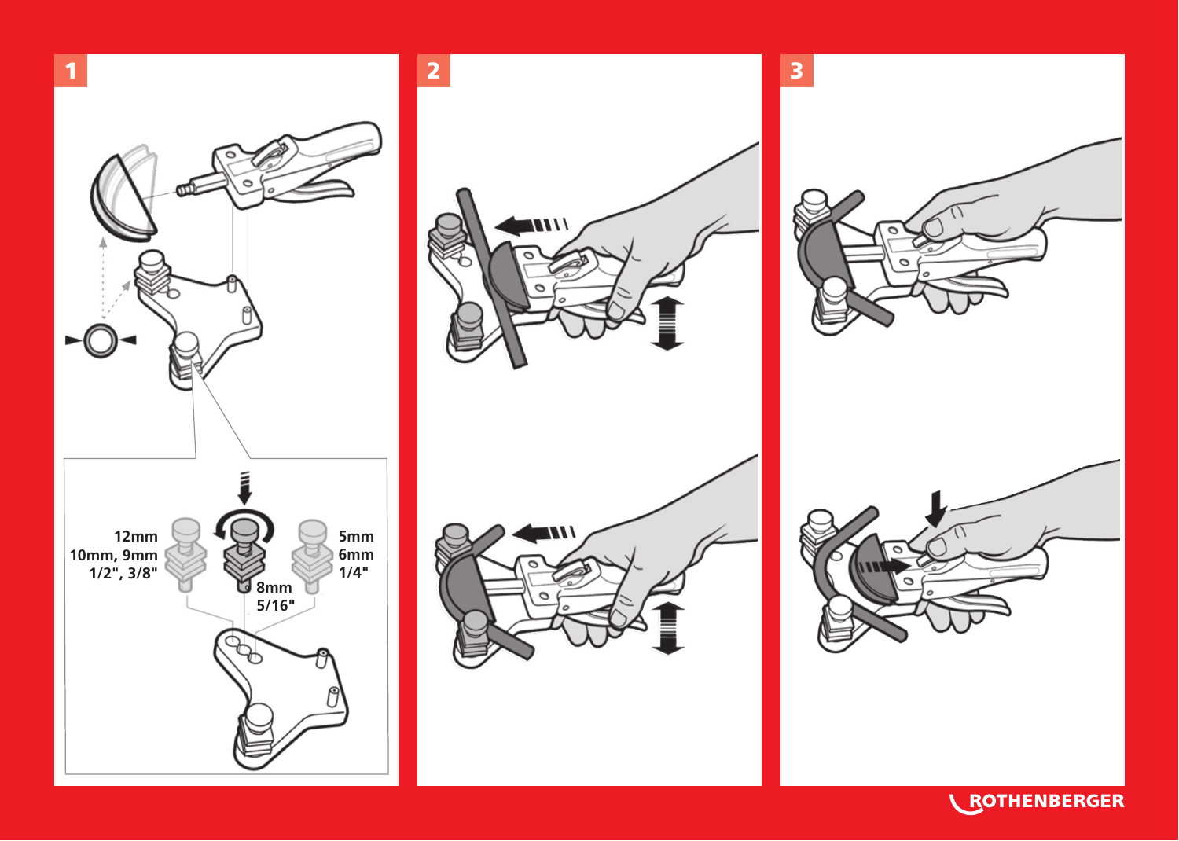1

12mm
10mm, 9mm
1/2", 3/8"

8mm
5/16"

5mm
6mm
1/4"

2

3

ROTHENBERGER